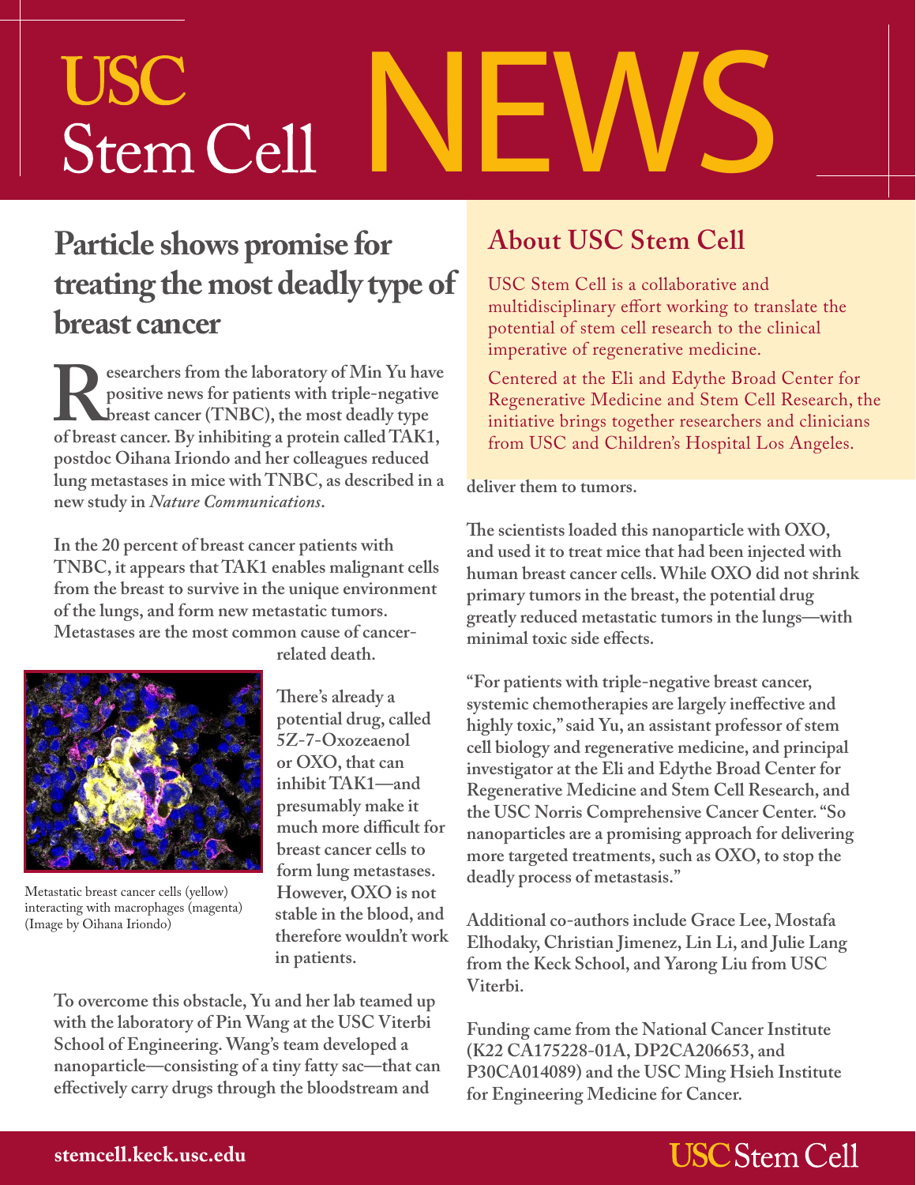# USC Stem Cell NEWS

## Particle shows promise for treating the most deadly type of breast cancer

**Researchers from the laboratory of Min Yu have positive news for patients with triple-negative breast cancer (TNBC), the most deadly type of breast cancer. By inhibiting a protein called TAK1, postdoc Oihana Iriondo and her colleagues reduced lung metastases in mice with TNBC, as described in a new study in *Nature Communications*.**

In the 20 percent of breast cancer patients with TNBC, it appears that TAK1 enables malignant cells from the breast to survive in the unique environment of the lungs, and form new metastatic tumors. Metastases are the most common cause of cancer-related death.

Metastatic breast cancer cells (yellow) interacting with macrophages (magenta) (Image by Oihana Iriondo)

There's already a potential drug, called 5Z-7-Oxozeaenol or OXO, that can inhibit TAK1—and presumably make it much more difficult for breast cancer cells to form lung metastases. However, OXO is not stable in the blood, and therefore wouldn't work in patients.

To overcome this obstacle, Yu and her lab teamed up with the laboratory of Pin Wang at the USC Viterbi School of Engineering. Wang's team developed a nanoparticle—consisting of a tiny fatty sac—that can effectively carry drugs through the bloodstream and deliver them to tumors.

The scientists loaded this nanoparticle with OXO, and used it to treat mice that had been injected with human breast cancer cells. While OXO did not shrink primary tumors in the breast, the potential drug greatly reduced metastatic tumors in the lungs—with minimal toxic side effects.

"For patients with triple-negative breast cancer, systemic chemotherapies are largely ineffective and highly toxic," said Yu, an assistant professor of stem cell biology and regenerative medicine, and principal investigator at the Eli and Edythe Broad Center for Regenerative Medicine and Stem Cell Research, and the USC Norris Comprehensive Cancer Center. "So nanoparticles are a promising approach for delivering more targeted treatments, such as OXO, to stop the deadly process of metastasis."

Additional co-authors include Grace Lee, Mostafa Elhodaky, Christian Jimenez, Lin Li, and Julie Lang from the Keck School, and Yarong Liu from USC Viterbi.

Funding came from the National Cancer Institute (K22 CA175228-01A, DP2CA206653, and P30CA014089) and the USC Ming Hsieh Institute for Engineering Medicine for Cancer.

## About USC Stem Cell

USC Stem Cell is a collaborative and multidisciplinary effort working to translate the potential of stem cell research to the clinical imperative of regenerative medicine.

Centered at the Eli and Edythe Broad Center for Regenerative Medicine and Stem Cell Research, the initiative brings together researchers and clinicians from USC and Children's Hospital Los Angeles.

stemcell.keck.usc.edu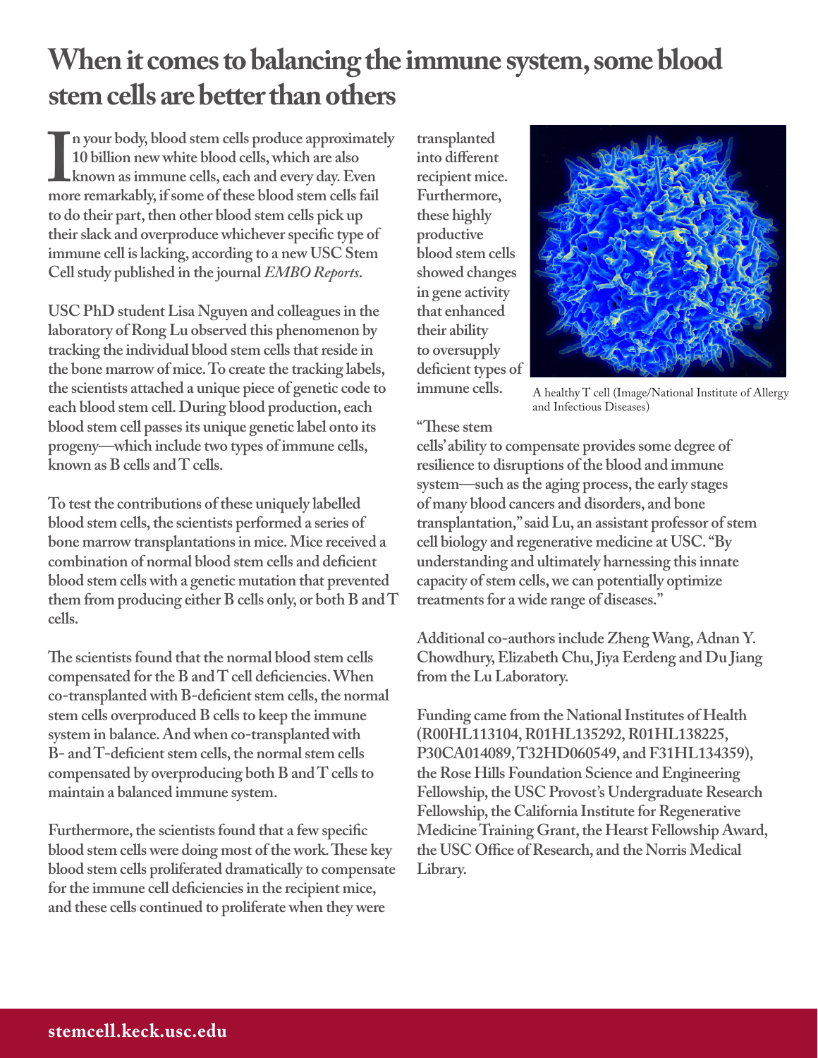# When it comes to balancing the immune system, some blood stem cells are better than others

In your body, blood stem cells produce approximately 10 billion new white blood cells, which are also known as immune cells, each and every day. Even more remarkably, if some of these blood stem cells fail to do their part, then other blood stem cells pick up their slack and overproduce whichever specific type of immune cell is lacking, according to a new USC Stem Cell study published in the journal *EMBO Reports*.

USC PhD student Lisa Nguyen and colleagues in the laboratory of Rong Lu observed this phenomenon by tracking the individual blood stem cells that reside in the bone marrow of mice. To create the tracking labels, the scientists attached a unique piece of genetic code to each blood stem cell. During blood production, each blood stem cell passes its unique genetic label onto its progeny—which include two types of immune cells, known as B cells and T cells.

To test the contributions of these uniquely labelled blood stem cells, the scientists performed a series of bone marrow transplantations in mice. Mice received a combination of normal blood stem cells and deficient blood stem cells with a genetic mutation that prevented them from producing either B cells only, or both B and T cells.

The scientists found that the normal blood stem cells compensated for the B and T cell deficiencies. When co-transplanted with B-deficient stem cells, the normal stem cells overproduced B cells to keep the immune system in balance. And when co-transplanted with B- and T-deficient stem cells, the normal stem cells compensated by overproducing both B and T cells to maintain a balanced immune system.

Furthermore, the scientists found that a few specific blood stem cells were doing most of the work. These key blood stem cells proliferated dramatically to compensate for the immune cell deficiencies in the recipient mice, and these cells continued to proliferate when they were transplanted into different recipient mice. Furthermore, these highly productive blood stem cells showed changes in gene activity that enhanced their ability to oversupply deficient types of immune cells.

A healthy T cell (Image/National Institute of Allergy and Infectious Diseases)

"These stem cells' ability to compensate provides some degree of resilience to disruptions of the blood and immune system—such as the aging process, the early stages of many blood cancers and disorders, and bone transplantation," said Lu, an assistant professor of stem cell biology and regenerative medicine at USC. "By understanding and ultimately harnessing this innate capacity of stem cells, we can potentially optimize treatments for a wide range of diseases."

Additional co-authors include Zheng Wang, Adnan Y. Chowdhury, Elizabeth Chu, Jiya Eerdeng and Du Jiang from the Lu Laboratory.

Funding came from the National Institutes of Health (R00HL113104, R01HL135292, R01HL138225, P30CA014089, T32HD060549, and F31HL134359), the Rose Hills Foundation Science and Engineering Fellowship, the USC Provost's Undergraduate Research Fellowship, the California Institute for Regenerative Medicine Training Grant, the Hearst Fellowship Award, the USC Office of Research, and the Norris Medical Library.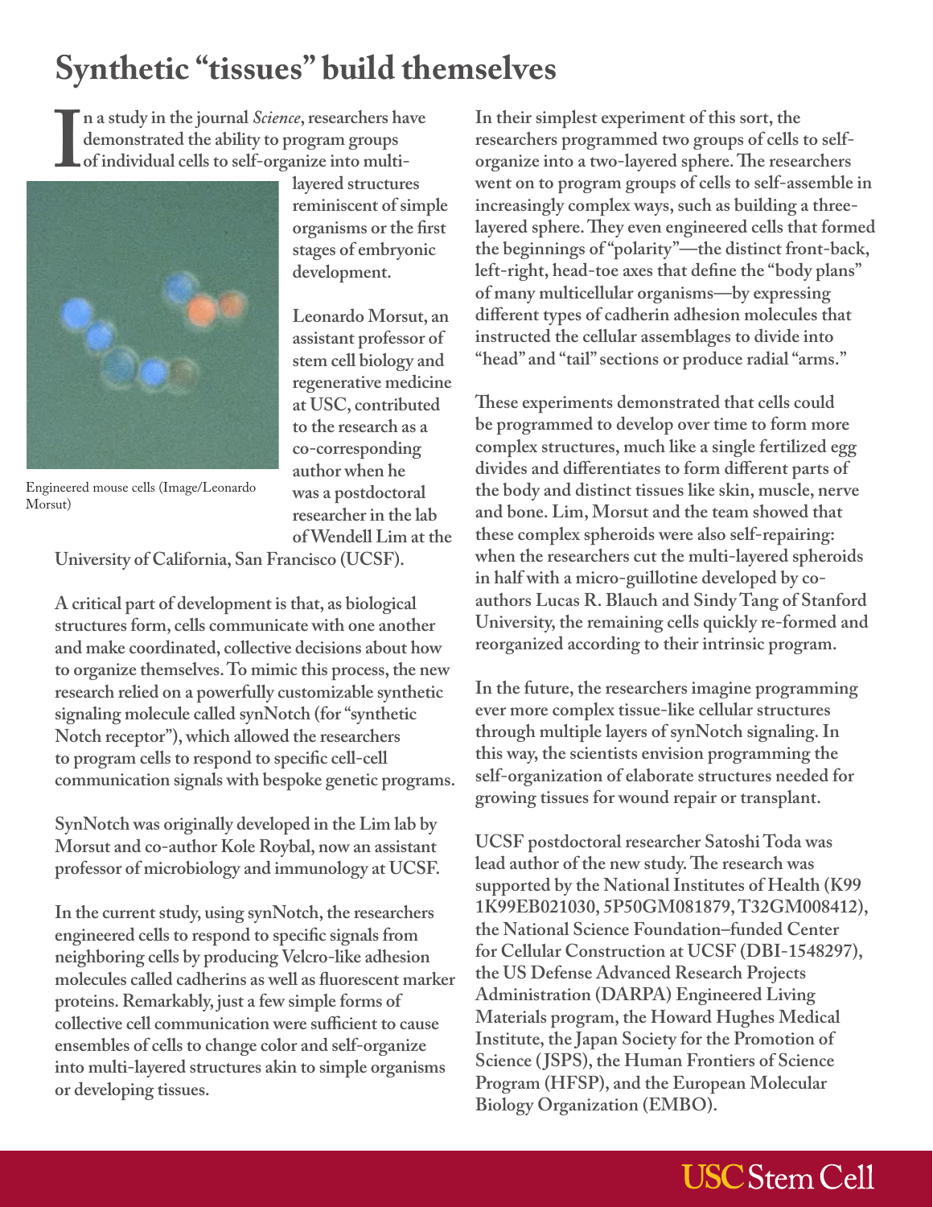# Synthetic "tissues" build themselves

In a study in the journal *Science*, researchers have demonstrated the ability to program groups of individual cells to self-organize into multi-layered structures reminiscent of simple organisms or the first stages of embryonic development.

Engineered mouse cells (Image/Leonardo Morsut)

Leonardo Morsut, an assistant professor of stem cell biology and regenerative medicine at USC, contributed to the research as a co-corresponding author when he was a postdoctoral researcher in the lab of Wendell Lim at the University of California, San Francisco (UCSF).

A critical part of development is that, as biological structures form, cells communicate with one another and make coordinated, collective decisions about how to organize themselves. To mimic this process, the new research relied on a powerfully customizable synthetic signaling molecule called synNotch (for "synthetic Notch receptor"), which allowed the researchers to program cells to respond to specific cell-cell communication signals with bespoke genetic programs.

SynNotch was originally developed in the Lim lab by Morsut and co-author Kole Roybal, now an assistant professor of microbiology and immunology at UCSF.

In the current study, using synNotch, the researchers engineered cells to respond to specific signals from neighboring cells by producing Velcro-like adhesion molecules called cadherins as well as fluorescent marker proteins. Remarkably, just a few simple forms of collective cell communication were sufficient to cause ensembles of cells to change color and self-organize into multi-layered structures akin to simple organisms or developing tissues.

In their simplest experiment of this sort, the researchers programmed two groups of cells to self-organize into a two-layered sphere. The researchers went on to program groups of cells to self-assemble in increasingly complex ways, such as building a three-layered sphere. They even engineered cells that formed the beginnings of "polarity"—the distinct front-back, left-right, head-toe axes that define the "body plans" of many multicellular organisms—by expressing different types of cadherin adhesion molecules that instructed the cellular assemblages to divide into "head" and "tail" sections or produce radial "arms."

These experiments demonstrated that cells could be programmed to develop over time to form more complex structures, much like a single fertilized egg divides and differentiates to form different parts of the body and distinct tissues like skin, muscle, nerve and bone. Lim, Morsut and the team showed that these complex spheroids were also self-repairing: when the researchers cut the multi-layered spheroids in half with a micro-guillotine developed by co-authors Lucas R. Blauch and Sindy Tang of Stanford University, the remaining cells quickly re-formed and reorganized according to their intrinsic program.

In the future, the researchers imagine programming ever more complex tissue-like cellular structures through multiple layers of synNotch signaling. In this way, the scientists envision programming the self-organization of elaborate structures needed for growing tissues for wound repair or transplant.

UCSF postdoctoral researcher Satoshi Toda was lead author of the new study. The research was supported by the National Institutes of Health (K99 1K99EB021030, 5P50GM081879, T32GM008412), the National Science Foundation–funded Center for Cellular Construction at UCSF (DBI-1548297), the US Defense Advanced Research Projects Administration (DARPA) Engineered Living Materials program, the Howard Hughes Medical Institute, the Japan Society for the Promotion of Science (JSPS), the Human Frontiers of Science Program (HFSP), and the European Molecular Biology Organization (EMBO).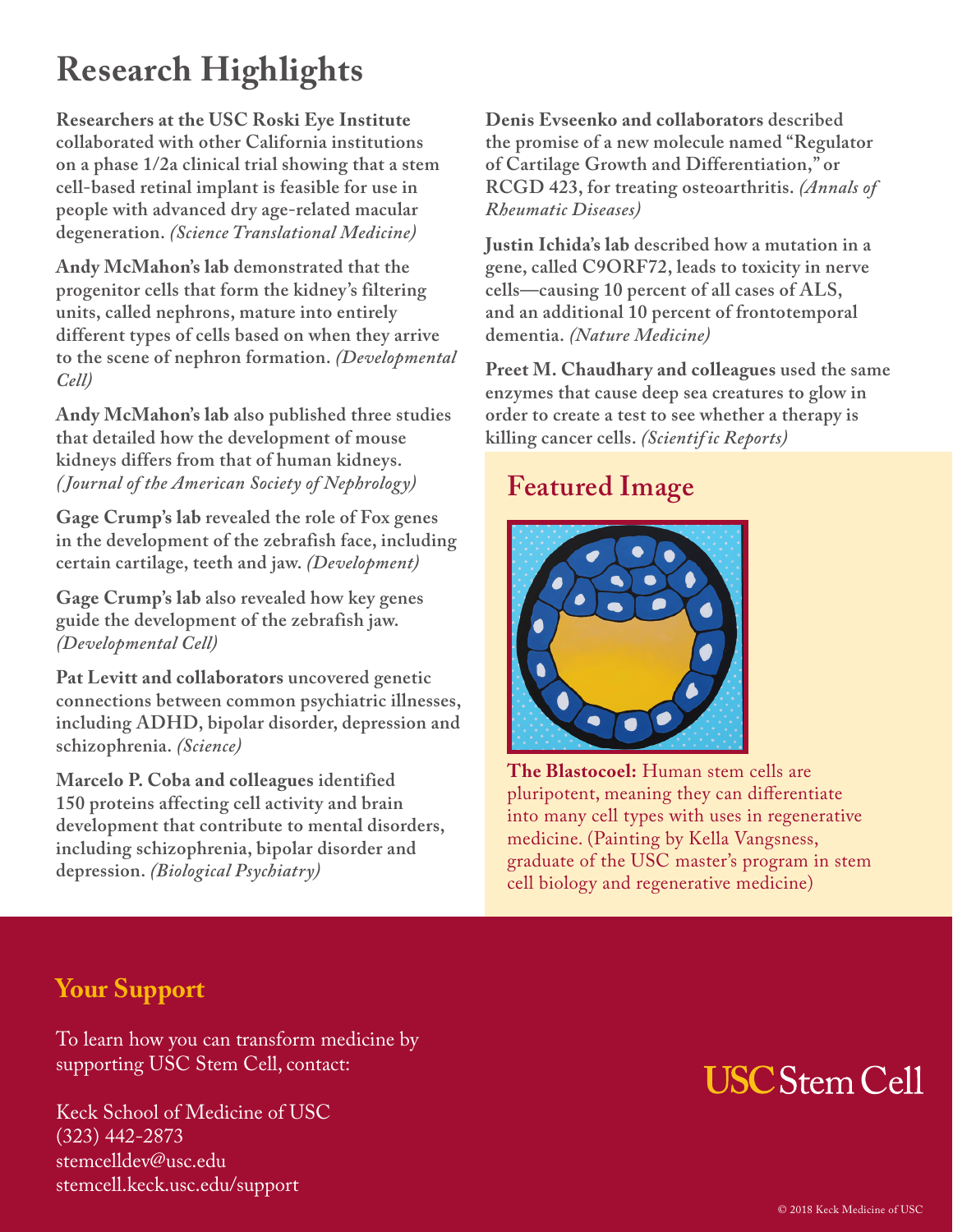# Research Highlights

**Researchers at the USC Roski Eye Institute collaborated with other California institutions on a phase 1/2a clinical trial showing that a stem cell-based retinal implant is feasible for use in people with advanced dry age-related macular degeneration.** *(Science Translational Medicine)*

**Andy McMahon's lab** demonstrated that the progenitor cells that form the kidney's filtering units, called nephrons, mature into entirely different types of cells based on when they arrive to the scene of nephron formation. *(Developmental Cell)*

**Andy McMahon's lab** also published three studies that detailed how the development of mouse kidneys differs from that of human kidneys. *(Journal of the American Society of Nephrology)*

**Gage Crump's lab** revealed the role of Fox genes in the development of the zebrafish face, including certain cartilage, teeth and jaw. *(Development)*

**Gage Crump's lab** also revealed how key genes guide the development of the zebrafish jaw. *(Developmental Cell)*

**Pat Levitt and collaborators** uncovered genetic connections between common psychiatric illnesses, including ADHD, bipolar disorder, depression and schizophrenia. *(Science)*

**Marcelo P. Coba and colleagues** identified 150 proteins affecting cell activity and brain development that contribute to mental disorders, including schizophrenia, bipolar disorder and depression. *(Biological Psychiatry)*

**Denis Evseenko and collaborators** described the promise of a new molecule named "Regulator of Cartilage Growth and Differentiation," or RCGD 423, for treating osteoarthritis. *(Annals of Rheumatic Diseases)*

**Justin Ichida's lab** described how a mutation in a gene, called C9ORF72, leads to toxicity in nerve cells—causing 10 percent of all cases of ALS, and an additional 10 percent of frontotemporal dementia. *(Nature Medicine)*

**Preet M. Chaudhary and colleagues** used the same enzymes that cause deep sea creatures to glow in order to create a test to see whether a therapy is killing cancer cells. *(Scientific Reports)*

## Featured Image

**The Blastocoel:** Human stem cells are pluripotent, meaning they can differentiate into many cell types with uses in regenerative medicine. (Painting by Kella Vangsness, graduate of the USC master's program in stem cell biology and regenerative medicine)

## Your Support

To learn how you can transform medicine by supporting USC Stem Cell, contact:

Keck School of Medicine of USC
(323) 442-2873
stemcelldev@usc.edu
stemcell.keck.usc.edu/support

USC Stem Cell

© 2018 Keck Medicine of USC